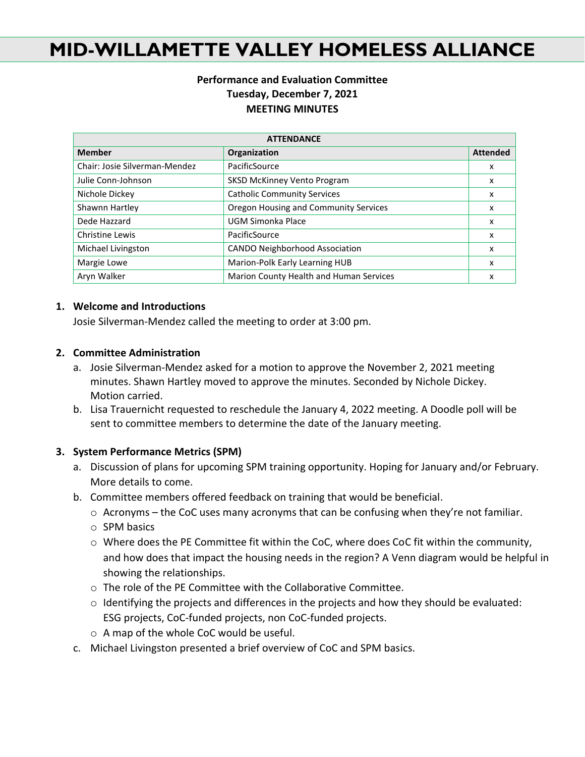# MID-WILLAMETTE VALLEY HOMELESS ALLIANCE

**Performance and Evaluation Committee**
**Tuesday, December 7, 2021**
**MEETING MINUTES**

| ATTENDANCE | | |
|---|---|---|
| **Member** | **Organization** | **Attended** |
| Chair: Josie Silverman-Mendez | PacificSource | x |
| Julie Conn-Johnson | SKSD McKinney Vento Program | x |
| Nichole Dickey | Catholic Community Services | x |
| Shawnn Hartley | Oregon Housing and Community Services | x |
| Dede Hazzard | UGM Simonka Place | x |
| Christine Lewis | PacificSource | x |
| Michael Livingston | CANDO Neighborhood Association | x |
| Margie Lowe | Marion-Polk Early Learning HUB | x |
| Aryn Walker | Marion County Health and Human Services | x |

1. **Welcome and Introductions**
   Josie Silverman-Mendez called the meeting to order at 3:00 pm.

2. **Committee Administration**
   a. Josie Silverman-Mendez asked for a motion to approve the November 2, 2021 meeting minutes. Shawn Hartley moved to approve the minutes. Seconded by Nichole Dickey. Motion carried.
   b. Lisa Trauernicht requested to reschedule the January 4, 2022 meeting. A Doodle poll will be sent to committee members to determine the date of the January meeting.

3. **System Performance Metrics (SPM)**
   a. Discussion of plans for upcoming SPM training opportunity. Hoping for January and/or February. More details to come.
   b. Committee members offered feedback on training that would be beneficial.
      - Acronyms – the CoC uses many acronyms that can be confusing when they're not familiar.
      - SPM basics
      - Where does the PE Committee fit within the CoC, where does CoC fit within the community, and how does that impact the housing needs in the region? A Venn diagram would be helpful in showing the relationships.
      - The role of the PE Committee with the Collaborative Committee.
      - Identifying the projects and differences in the projects and how they should be evaluated: ESG projects, CoC-funded projects, non CoC-funded projects.
      - A map of the whole CoC would be useful.
   c. Michael Livingston presented a brief overview of CoC and SPM basics.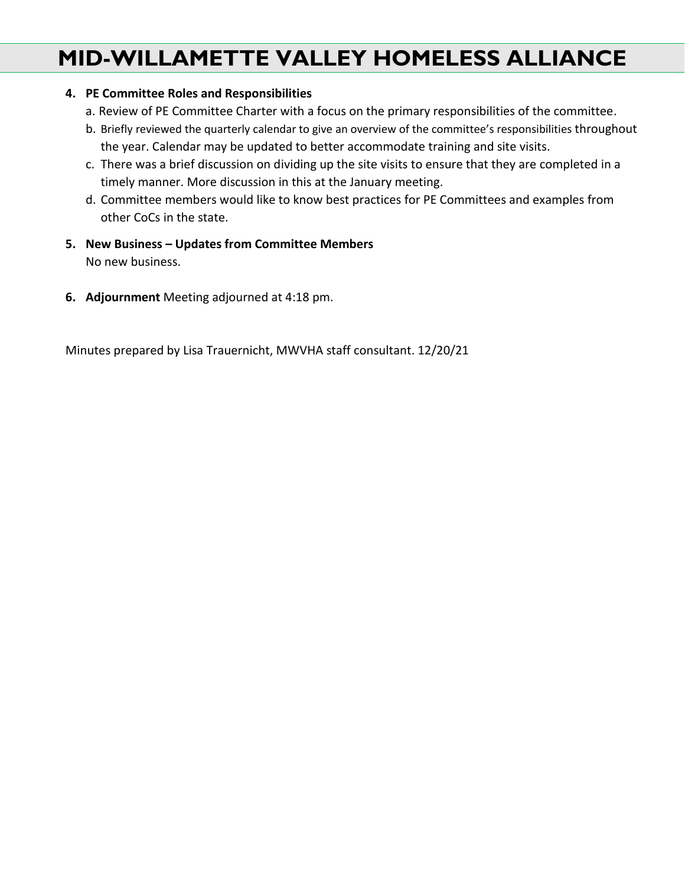4. **PE Committee Roles and Responsibilities**
   a. Review of PE Committee Charter with a focus on the primary responsibilities of the committee.
   b. Briefly reviewed the quarterly calendar to give an overview of the committee's responsibilities throughout the year. Calendar may be updated to better accommodate training and site visits.
   c. There was a brief discussion on dividing up the site visits to ensure that they are completed in a timely manner. More discussion in this at the January meeting.
   d. Committee members would like to know best practices for PE Committees and examples from other CoCs in the state.

5. **New Business – Updates from Committee Members**
   No new business.

6. **Adjournment** Meeting adjourned at 4:18 pm.

Minutes prepared by Lisa Trauernicht, MWVHA staff consultant. 12/20/21